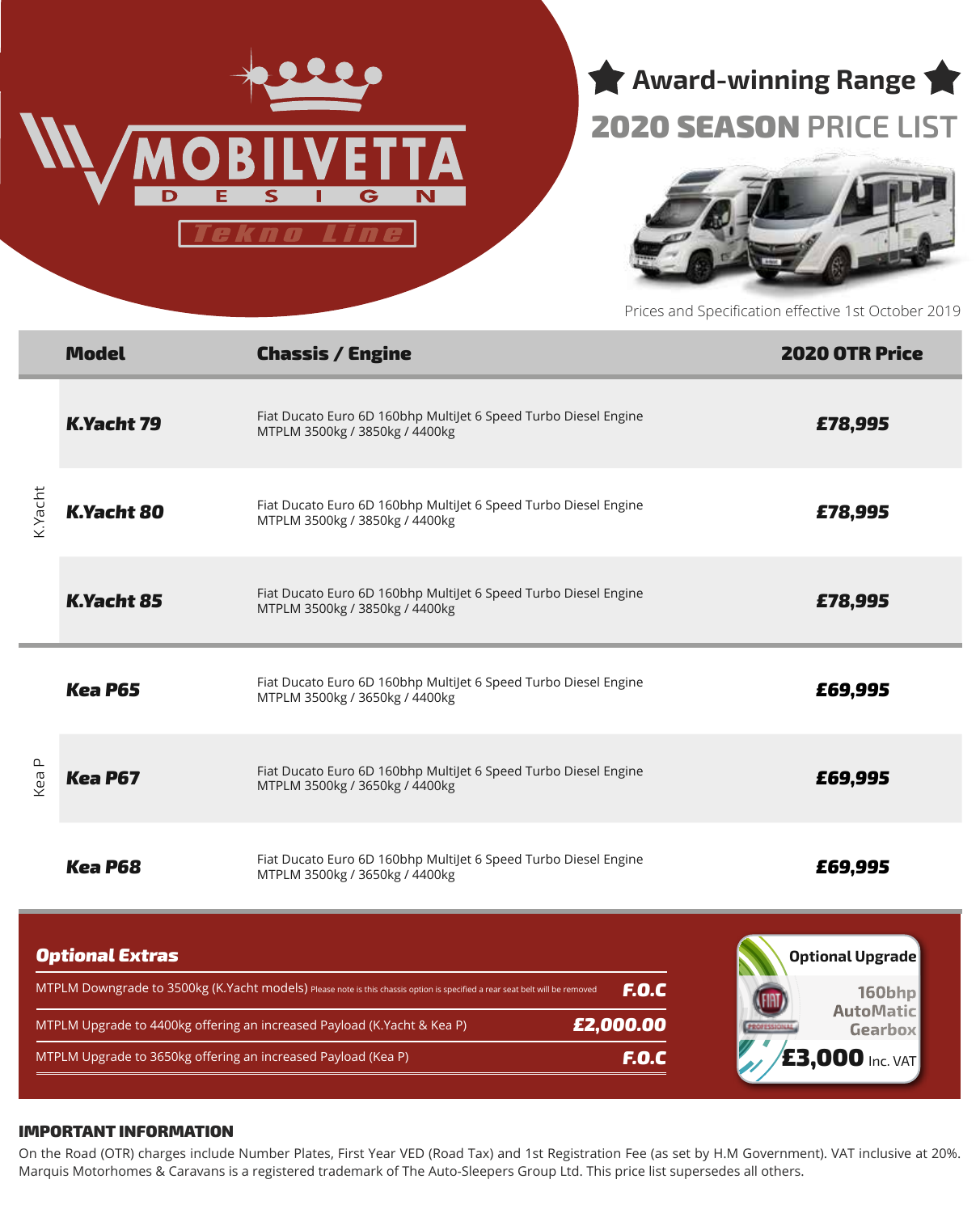# MOBILVETTA DESIGN

Tekno Line

## Award-winning Range

## 2020 SEASON PRICE LIST

Prices and Specification effective 1st October 2019

| | Model | Chassis / Engine | 2020 OTR Price |
|---|---|---|---|
| K.Yacht | **K.Yacht 79** | Fiat Ducato Euro 6D 160bhp MultiJet 6 Speed Turbo Diesel Engine MTPLM 3500kg / 3850kg / 4400kg | **£78,995** |
| | **K.Yacht 80** | Fiat Ducato Euro 6D 160bhp MultiJet 6 Speed Turbo Diesel Engine MTPLM 3500kg / 3850kg / 4400kg | **£78,995** |
| | **K.Yacht 85** | Fiat Ducato Euro 6D 160bhp MultiJet 6 Speed Turbo Diesel Engine MTPLM 3500kg / 3850kg / 4400kg | **£78,995** |
| Kea P | **Kea P65** | Fiat Ducato Euro 6D 160bhp MultiJet 6 Speed Turbo Diesel Engine MTPLM 3500kg / 3650kg / 4400kg | **£69,995** |
| | **Kea P67** | Fiat Ducato Euro 6D 160bhp MultiJet 6 Speed Turbo Diesel Engine MTPLM 3500kg / 3650kg / 4400kg | **£69,995** |
| | **Kea P68** | Fiat Ducato Euro 6D 160bhp MultiJet 6 Speed Turbo Diesel Engine MTPLM 3500kg / 3650kg / 4400kg | **£69,995** |

### Optional Extras

| | |
|---|---|
| MTPLM Downgrade to 3500kg (K.Yacht models) Please note is this chassis option is specified a rear seat belt will be removed | **F.O.C** |
| MTPLM Upgrade to 4400kg offering an increased Payload (K.Yacht & Kea P) | **£2,000.00** |
| MTPLM Upgrade to 3650kg offering an increased Payload (Kea P) | **F.O.C** |

**Optional Upgrade**

160bhp AutoMatic Gearbox

**£3,000** Inc. VAT

### IMPORTANT INFORMATION

On the Road (OTR) charges include Number Plates, First Year VED (Road Tax) and 1st Registration Fee (as set by H.M Government). VAT inclusive at 20%. Marquis Motorhomes & Caravans is a registered trademark of The Auto-Sleepers Group Ltd. This price list supersedes all others.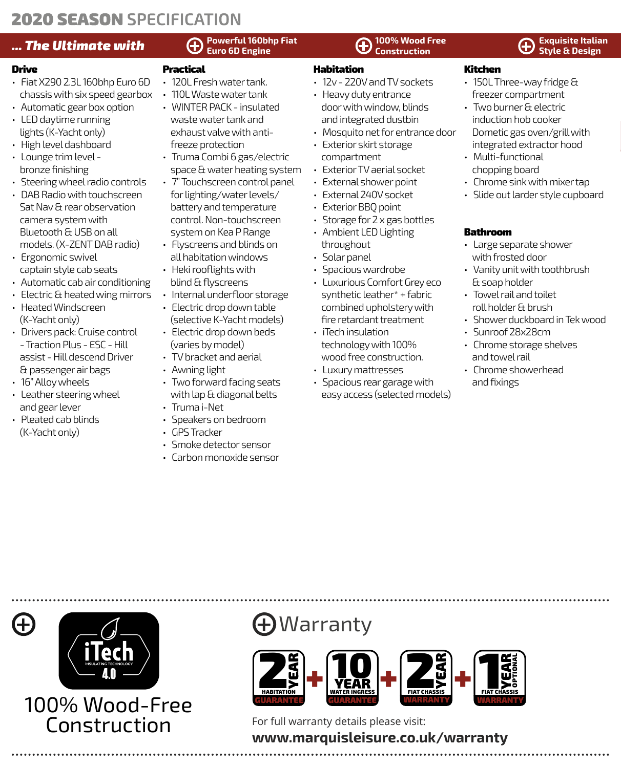# 2020 SEASON SPECIFICATION

**... The Ultimate with** ⊕ **Powerful 160bhp Fiat Euro 6D Engine** ⊕ **100% Wood Free Construction** ⊕ **Exquisite Italian Style & Design**

## Drive

- Fiat X290 2.3L 160bhp Euro 6D chassis with six speed gearbox
- Automatic gear box option
- LED daytime running lights (K-Yacht only)
- High level dashboard
- Lounge trim level - bronze finishing
- Steering wheel radio controls
- DAB Radio with touchscreen Sat Nav & rear observation camera system with Bluetooth & USB on all models. (X-ZENT DAB radio)
- Ergonomic swivel captain style cab seats
- Automatic cab air conditioning
- Electric & heated wing mirrors
- Heated Windscreen (K-Yacht only)
- Drivers pack: Cruise control - Traction Plus - ESC - Hill assist - Hill descend Driver & passenger air bags
- 16" Alloy wheels
- Leather steering wheel and gear lever
- Pleated cab blinds (K-Yacht only)

## Practical

- 120L Fresh water tank.
- 110L Waste water tank
- WINTER PACK - insulated waste water tank and exhaust valve with anti-freeze protection
- Truma Combi 6 gas/electric space & water heating system
- 7" Touchscreen control panel for lighting/water levels/ battery and temperature control. Non-touchscreen system on Kea P Range
- Flyscreens and blinds on all habitation windows
- Heki rooflights with blind & flyscreens
- Internal underfloor storage
- Electric drop down table (selective K-Yacht models)
- Electric drop down beds (varies by model)
- TV bracket and aerial
- Awning light
- Two forward facing seats with lap & diagonal belts
- Truma i-Net
- Speakers on bedroom
- GPS Tracker
- Smoke detector sensor
- Carbon monoxide sensor

## Habitation

- 12v - 220V and TV sockets
- Heavy duty entrance door with window, blinds and integrated dustbin
- Mosquito net for entrance door
- Exterior skirt storage compartment
- Exterior TV aerial socket
- External shower point
- External 240V socket
- Exterior BBQ point
- Storage for 2 x gas bottles
- Ambient LED Lighting throughout
- Solar panel
- Spacious wardrobe
- Luxurious Comfort Grey eco synthetic leather* + fabric combined upholstery with fire retardant treatment
- iTech insulation technology with 100% wood free construction.
- Luxury mattresses
- Spacious rear garage with easy access (selected models)

## Kitchen

- 150L Three-way fridge & freezer compartment
- Two burner & electric induction hob cooker Dometic gas oven/grill with integrated extractor hood
- Multi-functional chopping board
- Chrome sink with mixer tap
- Slide out larder style cupboard

## Bathroom

- Large separate shower with frosted door
- Vanity unit with toothbrush & soap holder
- Towel rail and toilet roll holder & brush
- Shower duckboard in Tek wood
- Sunroof 28x28cm
- Chrome storage shelves and towel rail
- Chrome showerhead and fixings

---

⊕ iTech INSULATING TECHNOLOGY 4.0

100% Wood-Free Construction

## ⊕ Warranty

2 YEAR HABITATION GUARANTEE + 10 YEAR WATER INGRESS GUARANTEE + 2 YEAR FIAT CHASSIS WARRANTY + 1 YEAR OPTIONAL FIAT CHASSIS WARRANTY

For full warranty details please visit:

**www.marquisleisure.co.uk/warranty**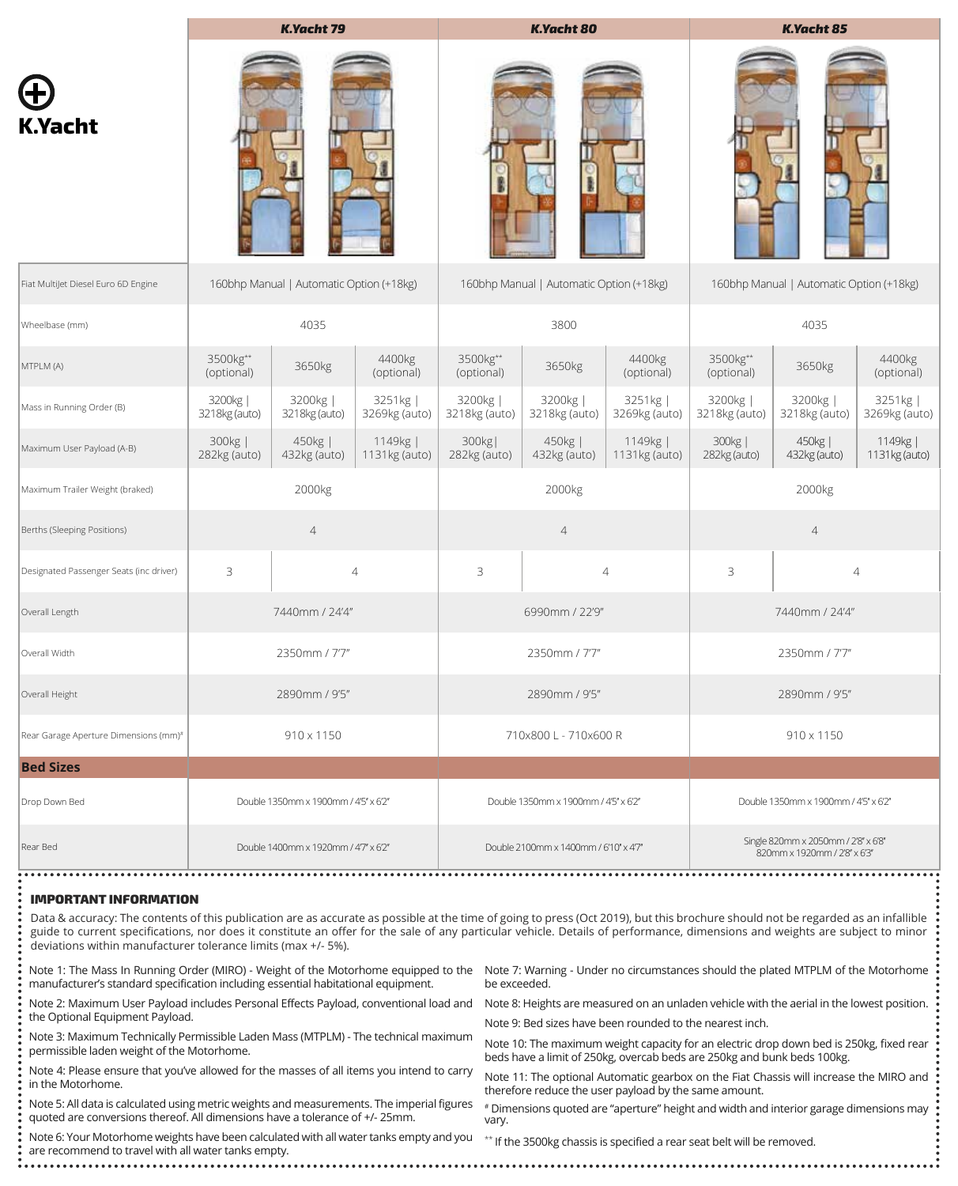# K.Yacht

| | K.Yacht 79 | | | K.Yacht 80 | | | K.Yacht 85 | | |
|---|---|---|---|---|---|---|---|---|---|
| Fiat MultiJet Diesel Euro 6D Engine | 160bhp Manual \| Automatic Option (+18kg) | | | 160bhp Manual \| Automatic Option (+18kg) | | | 160bhp Manual \| Automatic Option (+18kg) | | |
| Wheelbase (mm) | 4035 | | | 3800 | | | 4035 | | |
| MTPLM (A) | 3500kg** (optional) | 3650kg | 4400kg (optional) | 3500kg** (optional) | 3650kg | 4400kg (optional) | 3500kg** (optional) | 3650kg | 4400kg (optional) |
| Mass in Running Order (B) | 3200kg \| 3218kg (auto) | 3200kg \| 3218kg (auto) | 3251kg \| 3269kg (auto) | 3200kg \| 3218kg (auto) | 3200kg \| 3218kg (auto) | 3251kg \| 3269kg (auto) | 3200kg \| 3218kg (auto) | 3200kg \| 3218kg (auto) | 3251kg \| 3269kg (auto) |
| Maximum User Payload (A-B) | 300kg \| 282kg (auto) | 450kg \| 432kg (auto) | 1149kg \| 1131kg (auto) | 300kg \| 282kg (auto) | 450kg \| 432kg (auto) | 1149kg \| 1131kg (auto) | 300kg \| 282kg (auto) | 450kg \| 432kg (auto) | 1149kg \| 1131kg (auto) |
| Maximum Trailer Weight (braked) | 2000kg | | | 2000kg | | | 2000kg | | |
| Berths (Sleeping Positions) | 4 | | | 4 | | | 4 | | |
| Designated Passenger Seats (inc driver) | 3 | 4 | | 3 | 4 | | 3 | 4 | |
| Overall Length | 7440mm / 24'4" | | | 6990mm / 22'9" | | | 7440mm / 24'4" | | |
| Overall Width | 2350mm / 7'7" | | | 2350mm / 7'7" | | | 2350mm / 7'7" | | |
| Overall Height | 2890mm / 9'5" | | | 2890mm / 9'5" | | | 2890mm / 9'5" | | |
| Rear Garage Aperture Dimensions (mm)# | 910 x 1150 | | | 710x800 L - 710x600 R | | | 910 x 1150 | | |
| **Bed Sizes** | | | | | | | | | |
| Drop Down Bed | Double 1350mm x 1900mm / 4'5" x 6'2" | | | Double 1350mm x 1900mm / 4'5" x 6'2" | | | Double 1350mm x 1900mm / 4'5" x 6'2" | | |
| Rear Bed | Double 1400mm x 1920mm / 4'7" x 6'2" | | | Double 2100mm x 1400mm / 6'10" x 4'7" | | | Single 820mm x 2050mm / 2'8" x 6'8" 820mm x 1920mm / 2'8" x 6'3" | | |

## IMPORTANT INFORMATION

Data & accuracy: The contents of this publication are as accurate as possible at the time of going to press (Oct 2019), but this brochure should not be regarded as an infallible guide to current specifications, nor does it constitute an offer for the sale of any particular vehicle. Details of performance, dimensions and weights are subject to minor deviations within manufacturer tolerance limits (max +/- 5%).

Note 1: The Mass In Running Order (MIRO) - Weight of the Motorhome equipped to the manufacturer's standard specification including essential habitational equipment.

Note 2: Maximum User Payload includes Personal Effects Payload, conventional load and the Optional Equipment Payload.

Note 3: Maximum Technically Permissible Laden Mass (MTPLM) - The technical maximum permissible laden weight of the Motorhome.

Note 4: Please ensure that you've allowed for the masses of all items you intend to carry in the Motorhome.

Note 5: All data is calculated using metric weights and measurements. The imperial figures quoted are conversions thereof. All dimensions have a tolerance of +/- 25mm.

Note 6: Your Motorhome weights have been calculated with all water tanks empty and you are recommend to travel with all water tanks empty.

Note 7: Warning - Under no circumstances should the plated MTPLM of the Motorhome be exceeded.

Note 8: Heights are measured on an unladen vehicle with the aerial in the lowest position.

Note 9: Bed sizes have been rounded to the nearest inch.

Note 10: The maximum weight capacity for an electric drop down bed is 250kg, fixed rear beds have a limit of 250kg, overcab beds are 250kg and bunk beds 100kg.

Note 11: The optional Automatic gearbox on the Fiat Chassis will increase the MIRO and therefore reduce the user payload by the same amount.

# Dimensions quoted are "aperture" height and width and interior garage dimensions may vary.

** If the 3500kg chassis is specified a rear seat belt will be removed.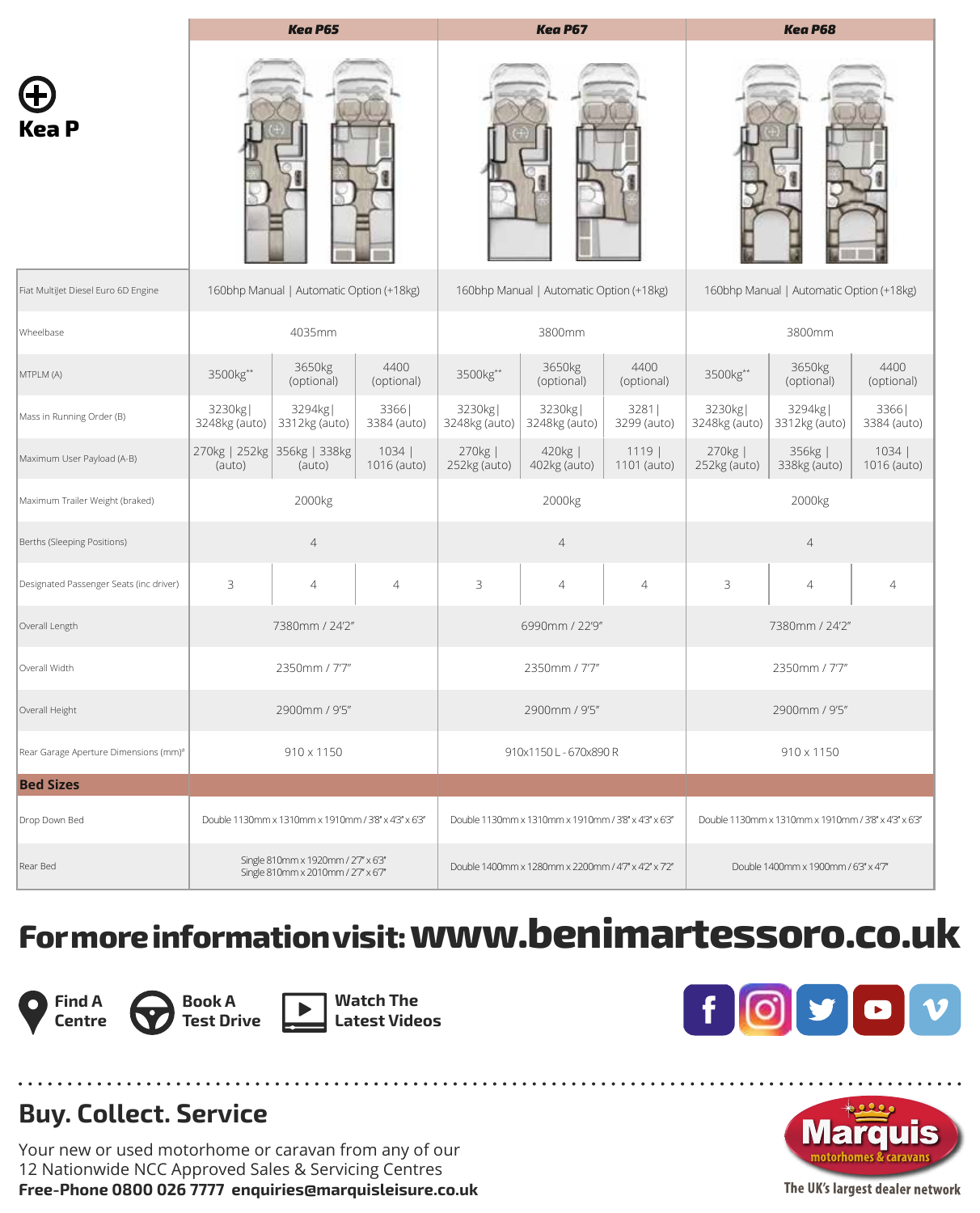# Kea P

| | Kea P65 | | | Kea P67 | | | Kea P68 | | |
|---|---|---|---|---|---|---|---|---|---|
| Fiat Multijet Diesel Euro 6D Engine | 160bhp Manual \| Automatic Option (+18kg) | | | 160bhp Manual \| Automatic Option (+18kg) | | | 160bhp Manual \| Automatic Option (+18kg) | | |
| Wheelbase | 4035mm | | | 3800mm | | | 3800mm | | |
| MTPLM (A) | 3500kg** | 3650kg (optional) | 4400 (optional) | 3500kg** | 3650kg (optional) | 4400 (optional) | 3500kg** | 3650kg (optional) | 4400 (optional) |
| Mass in Running Order (B) | 3230kg\| 3248kg (auto) | 3294kg\| 3312kg (auto) | 3366\| 3384 (auto) | 3230kg\| 3248kg (auto) | 3230kg\| 3248kg (auto) | 3281\| 3299 (auto) | 3230kg\| 3248kg (auto) | 3294kg\| 3312kg (auto) | 3366\| 3384 (auto) |
| Maximum User Payload (A-B) | 270kg \| 252kg (auto) | 356kg \| 338kg (auto) | 1034 \| 1016 (auto) | 270kg \| 252kg (auto) | 420kg \| 402kg (auto) | 1119 \| 1101 (auto) | 270kg \| 252kg (auto) | 356kg \| 338kg (auto) | 1034 \| 1016 (auto) |
| Maximum Trailer Weight (braked) | 2000kg | | | 2000kg | | | 2000kg | | |
| Berths (Sleeping Positions) | 4 | | | 4 | | | 4 | | |
| Designated Passenger Seats (inc driver) | 3 | 4 | 4 | 3 | 4 | 4 | 3 | 4 | 4 |
| Overall Length | 7380mm / 24'2" | | | 6990mm / 22'9" | | | 7380mm / 24'2" | | |
| Overall Width | 2350mm / 7'7" | | | 2350mm / 7'7" | | | 2350mm / 7'7" | | |
| Overall Height | 2900mm / 9'5" | | | 2900mm / 9'5" | | | 2900mm / 9'5" | | |
| Rear Garage Aperture Dimensions (mm)# | 910 x 1150 | | | 910x1150 L - 670x890 R | | | 910 x 1150 | | |
| **Bed Sizes** | | | | | | | | | |
| Drop Down Bed | Double 1130mm x 1310mm x 1910mm / 3'8" x 4'3" x 6'3" | | | Double 1130mm x 1310mm x 1910mm / 3'8" x 4'3" x 6'3" | | | Double 1130mm x 1310mm x 1910mm / 3'8" x 4'3" x 6'3" | | |
| Rear Bed | Single 810mm x 1920mm / 2'7" x 6'3"<br>Single 810mm x 2010mm / 2'7" x 6'7" | | | Double 1400mm x 1280mm x 2200mm / 4'7" x 4'2" x 7'2" | | | Double 1400mm x 1900mm / 6'3" x 4'7" | | |

## For more information visit: www.benimartessoro.co.uk

Find A Centre

Book A Test Drive

Watch The Latest Videos

## Buy. Collect. Service

Your new or used motorhome or caravan from any of our 12 Nationwide NCC Approved Sales & Servicing Centres

**Free-Phone 0800 026 7777 enquiries@marquisleisure.co.uk**

Marquis motorhomes & caravans

The UK's largest dealer network